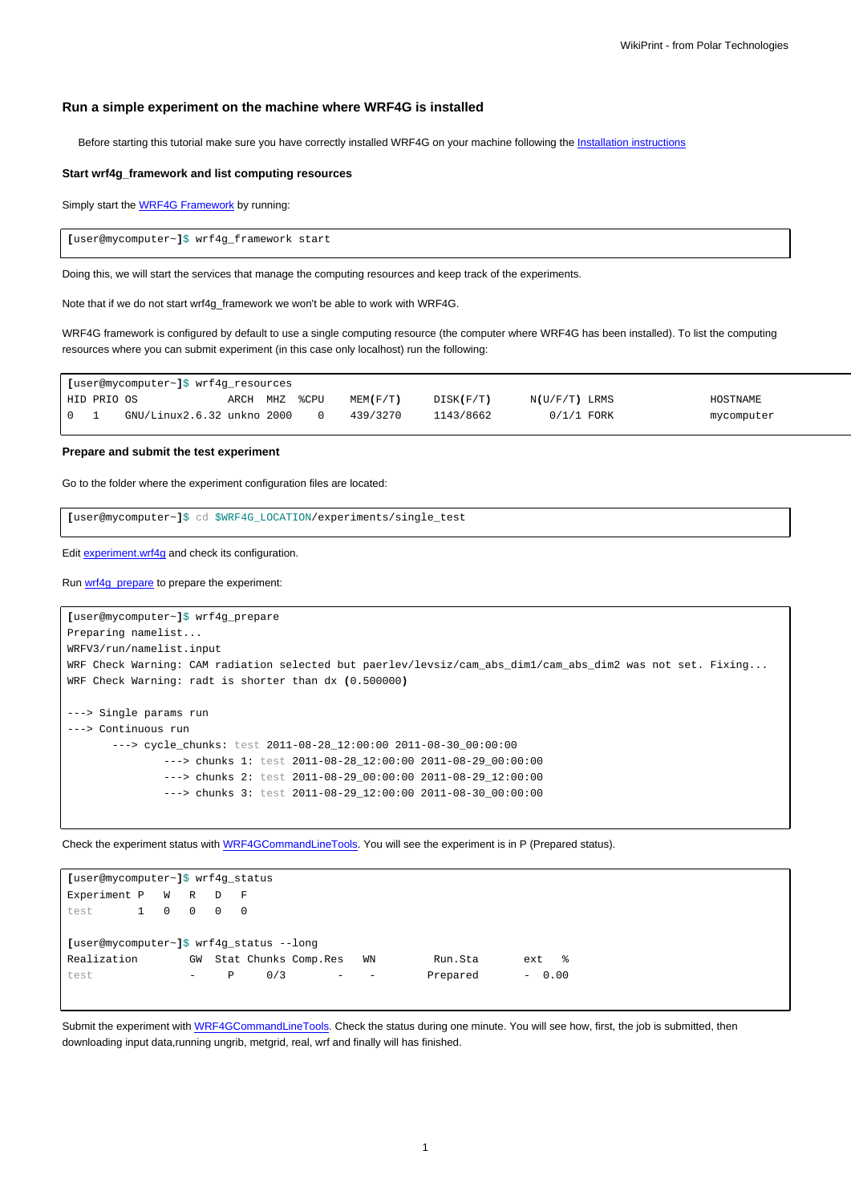## Run a simple experiment on the machine where WRF4G is installed

Before starting this tutorial make sure you have correctly installed WRF4G on your machine following the Installation instructions

### Start wrf4g_framework and list computing resources

Simply start the WRF4G Framework by running:

```
[user@mycomputer~]$ wrf4g_framework start
```

Doing this, we will start the services that manage the computing resources and keep track of the experiments.

Note that if we do not start wrf4g_framework we won't be able to work with WRF4G.

WRF4G framework is configured by default to use a single computing resource (the computer where WRF4G has been installed). To list the computing resources where you can submit experiment (in this case only localhost) run the following:

```
[user@mycomputer~]$ wrf4g_resources
HID PRIO OS              ARCH  MHZ  %CPU    MEM(F/T)     DISK(F/T)      N(U/F/T) LRMS                 HOSTNAME
0   1    GNU/Linux2.6.32 unkno 2000    0    439/3270     1143/8662        0/1/1 FORK                 mycomputer
```

### Prepare and submit the test experiment

Go to the folder where the experiment configuration files are located:

```
[user@mycomputer~]$ cd $WRF4G_LOCATION/experiments/single_test
```

Edit experiment.wrf4g and check its configuration.

Run wrf4g_prepare to prepare the experiment:

```
[user@mycomputer~]$ wrf4g_prepare
Preparing namelist...
WRFV3/run/namelist.input
WRF Check Warning: CAM radiation selected but paerlev/levsiz/cam_abs_dim1/cam_abs_dim2 was not set. Fixing...
WRF Check Warning: radt is shorter than dx (0.500000)

---> Single params run
---> Continuous run
       ---> cycle_chunks: test 2011-08-28_12:00:00 2011-08-30_00:00:00
               ---> chunks 1: test 2011-08-28_12:00:00 2011-08-29_00:00:00
               ---> chunks 2: test 2011-08-29_00:00:00 2011-08-29_12:00:00
               ---> chunks 3: test 2011-08-29_12:00:00 2011-08-30_00:00:00
```

Check the experiment status with WRF4GCommandLineTools. You will see the experiment is in P (Prepared status).

```
[user@mycomputer~]$ wrf4g_status
Experiment P   W   R   D   F
test       1   0   0   0   0

[user@mycomputer~]$ wrf4g_status --long
Realization        GW  Stat Chunks Comp.Res   WN         Run.Sta       ext   %
test               -     P     0/3        -    -        Prepared       -  0.00
```

Submit the experiment with WRF4GCommandLineTools. Check the status during one minute. You will see how, first, the job is submitted, then downloading input data,running ungrib, metgrid, real, wrf and finally will has finished.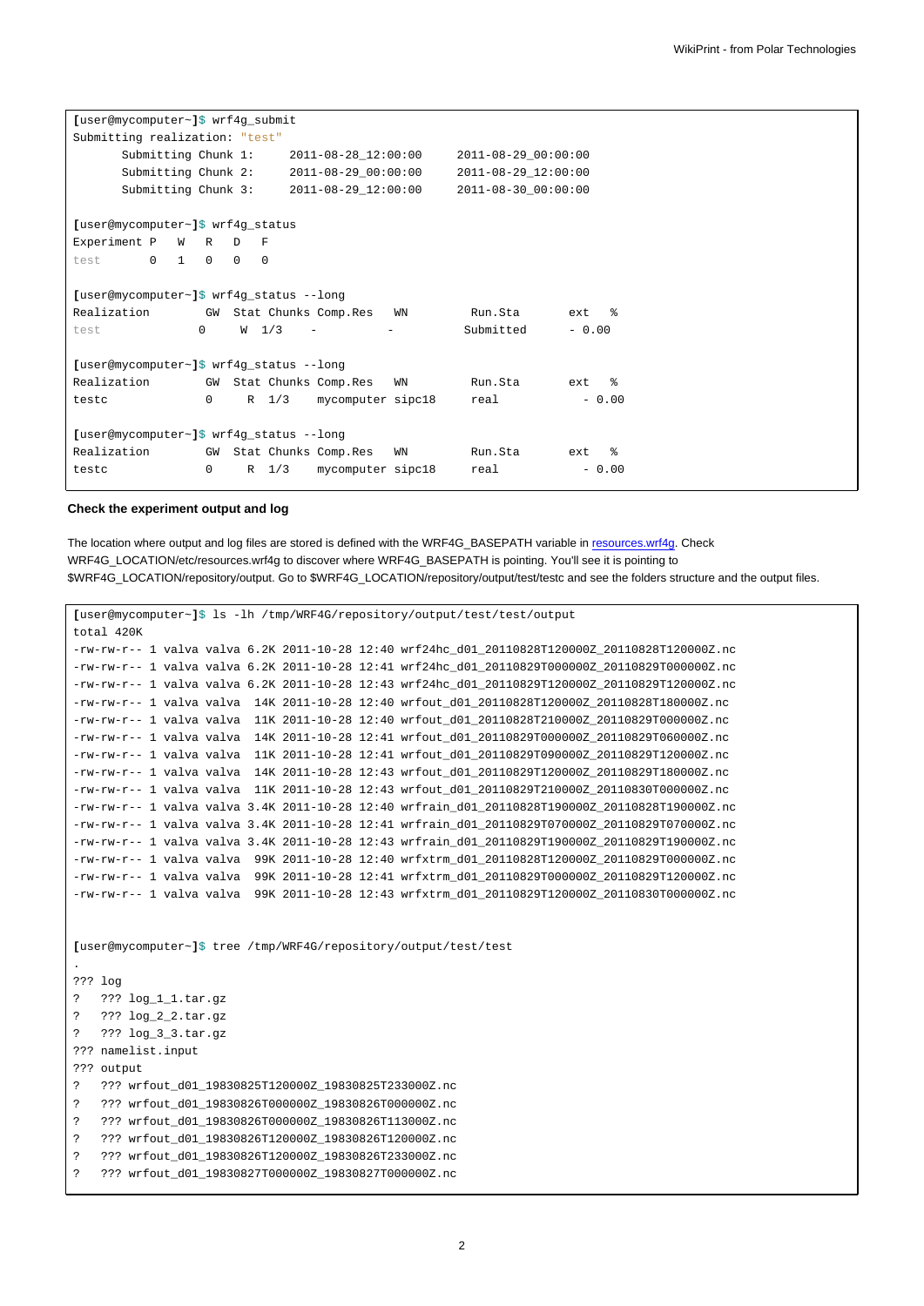```
[user@mycomputer~]$ wrf4g_submit
Submitting realization: "test"
       Submitting Chunk 1:      2011-08-28_12:00:00     2011-08-29_00:00:00
       Submitting Chunk 2:      2011-08-29_00:00:00     2011-08-29_12:00:00
       Submitting Chunk 3:      2011-08-29_12:00:00     2011-08-30_00:00:00

[user@mycomputer~]$ wrf4g_status
Experiment P   W   R   D   F
test       0   1   0   0   0

[user@mycomputer~]$ wrf4g_status --long
Realization        GW  Stat Chunks Comp.Res   WN         Run.Sta       ext   %
test              0     W  1/3    -          -          Submitted      - 0.00

[user@mycomputer~]$ wrf4g_status --long
Realization        GW  Stat Chunks Comp.Res   WN         Run.Sta       ext   %
testc              0     R  1/3    mycomputer sipc18     real            - 0.00

[user@mycomputer~]$ wrf4g_status --long
Realization        GW  Stat Chunks Comp.Res   WN         Run.Sta       ext   %
testc              0     R  1/3    mycomputer sipc18     real            - 0.00
```

**Check the experiment output and log**

The location where output and log files are stored is defined with the WRF4G_BASEPATH variable in resources.wrf4g. Check WRF4G_LOCATION/etc/resources.wrf4g to discover where WRF4G_BASEPATH is pointing. You'll see it is pointing to $WRF4G_LOCATION/repository/output. Go to $WRF4G_LOCATION/repository/output/test/testc and see the folders structure and the output files.

```
[user@mycomputer~]$ ls -lh /tmp/WRF4G/repository/output/test/test/output
total 420K
-rw-rw-r-- 1 valva valva 6.2K 2011-10-28 12:40 wrf24hc_d01_20110828T120000Z_20110828T120000Z.nc
-rw-rw-r-- 1 valva valva 6.2K 2011-10-28 12:41 wrf24hc_d01_20110829T000000Z_20110829T000000Z.nc
-rw-rw-r-- 1 valva valva 6.2K 2011-10-28 12:43 wrf24hc_d01_20110829T120000Z_20110829T120000Z.nc
-rw-rw-r-- 1 valva valva  14K 2011-10-28 12:40 wrfout_d01_20110828T120000Z_20110828T180000Z.nc
-rw-rw-r-- 1 valva valva  11K 2011-10-28 12:40 wrfout_d01_20110828T210000Z_20110829T000000Z.nc
-rw-rw-r-- 1 valva valva  14K 2011-10-28 12:41 wrfout_d01_20110829T000000Z_20110829T060000Z.nc
-rw-rw-r-- 1 valva valva  11K 2011-10-28 12:41 wrfout_d01_20110829T090000Z_20110829T120000Z.nc
-rw-rw-r-- 1 valva valva  14K 2011-10-28 12:43 wrfout_d01_20110829T120000Z_20110829T180000Z.nc
-rw-rw-r-- 1 valva valva  11K 2011-10-28 12:43 wrfout_d01_20110829T210000Z_20110830T000000Z.nc
-rw-rw-r-- 1 valva valva 3.4K 2011-10-28 12:40 wrfrain_d01_20110828T190000Z_20110828T190000Z.nc
-rw-rw-r-- 1 valva valva 3.4K 2011-10-28 12:41 wrfrain_d01_20110829T070000Z_20110829T070000Z.nc
-rw-rw-r-- 1 valva valva 3.4K 2011-10-28 12:43 wrfrain_d01_20110829T190000Z_20110829T190000Z.nc
-rw-rw-r-- 1 valva valva  99K 2011-10-28 12:40 wrfxtrm_d01_20110828T120000Z_20110829T000000Z.nc
-rw-rw-r-- 1 valva valva  99K 2011-10-28 12:41 wrfxtrm_d01_20110829T000000Z_20110829T120000Z.nc
-rw-rw-r-- 1 valva valva  99K 2011-10-28 12:43 wrfxtrm_d01_20110829T120000Z_20110830T000000Z.nc


[user@mycomputer~]$ tree /tmp/WRF4G/repository/output/test/test
.
??? log
?   ??? log_1_1.tar.gz
?   ??? log_2_2.tar.gz
?   ??? log_3_3.tar.gz
??? namelist.input
??? output
?   ??? wrfout_d01_19830825T120000Z_19830825T233000Z.nc
?   ??? wrfout_d01_19830826T000000Z_19830826T000000Z.nc
?   ??? wrfout_d01_19830826T000000Z_19830826T113000Z.nc
?   ??? wrfout_d01_19830826T120000Z_19830826T120000Z.nc
?   ??? wrfout_d01_19830826T120000Z_19830826T233000Z.nc
?   ??? wrfout_d01_19830827T000000Z_19830827T000000Z.nc
```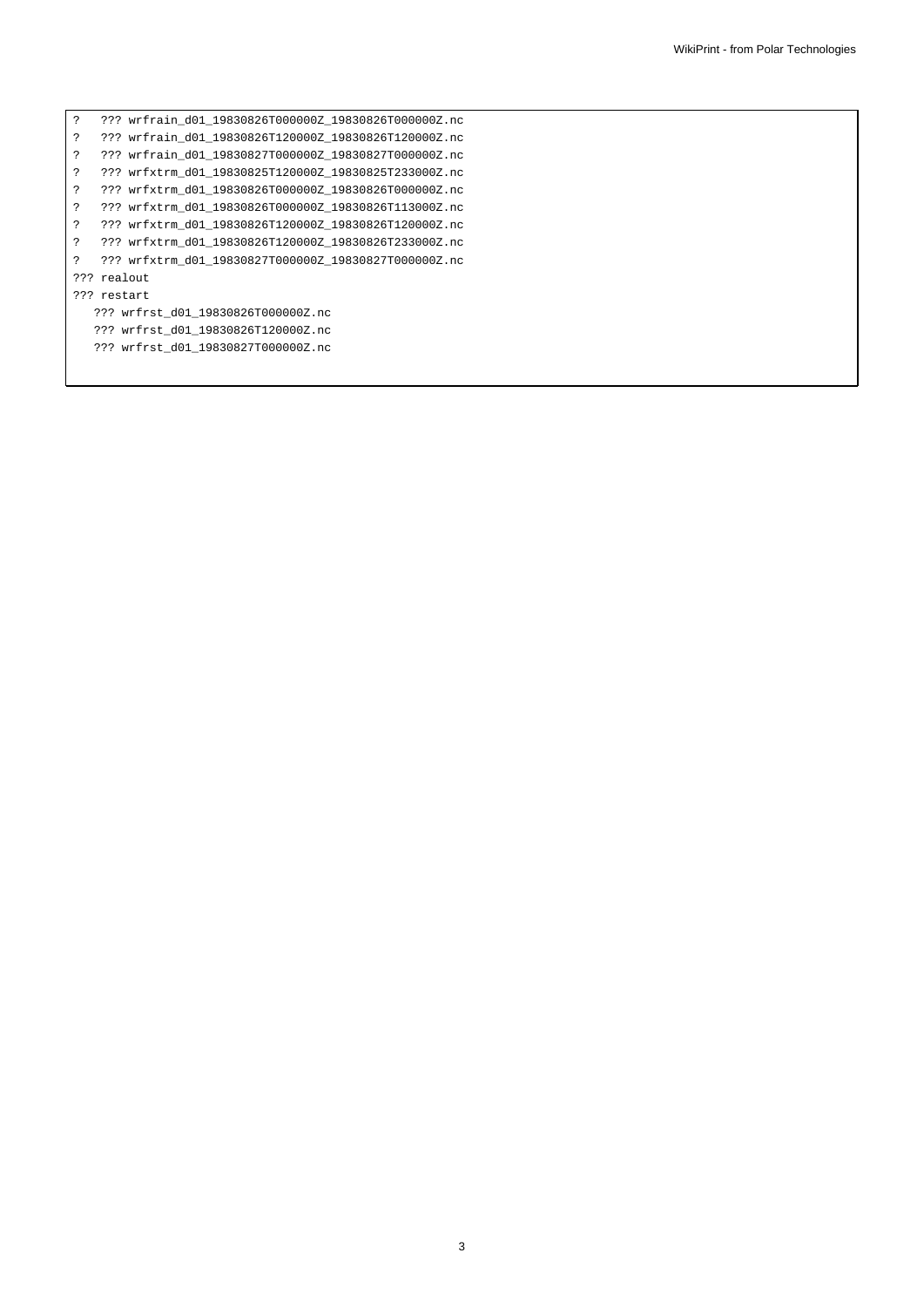```
?   ??? wrfrain_d01_19830826T000000Z_19830826T000000Z.nc
?   ??? wrfrain_d01_19830826T120000Z_19830826T120000Z.nc
?   ??? wrfrain_d01_19830827T000000Z_19830827T000000Z.nc
?   ??? wrfxtrm_d01_19830825T120000Z_19830825T233000Z.nc
?   ??? wrfxtrm_d01_19830826T000000Z_19830826T000000Z.nc
?   ??? wrfxtrm_d01_19830826T000000Z_19830826T113000Z.nc
?   ??? wrfxtrm_d01_19830826T120000Z_19830826T120000Z.nc
?   ??? wrfxtrm_d01_19830826T120000Z_19830826T233000Z.nc
?   ??? wrfxtrm_d01_19830827T000000Z_19830827T000000Z.nc
??? realout
??? restart
    ??? wrfrst_d01_19830826T000000Z.nc
    ??? wrfrst_d01_19830826T120000Z.nc
    ??? wrfrst_d01_19830827T000000Z.nc
```